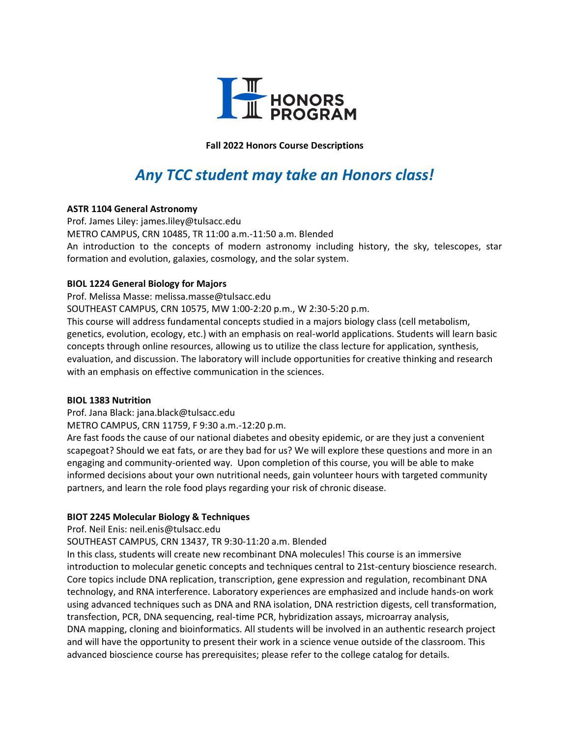HONORS PROGRAM

**Fall 2022 Honors Course Descriptions**

# *Any TCC student may take an Honors class!*

**ASTR 1104 General Astronomy**
Prof. James Liley: james.liley@tulsacc.edu
METRO CAMPUS, CRN 10485, TR 11:00 a.m.-11:50 a.m. Blended
An introduction to the concepts of modern astronomy including history, the sky, telescopes, star formation and evolution, galaxies, cosmology, and the solar system.

**BIOL 1224 General Biology for Majors**
Prof. Melissa Masse: melissa.masse@tulsacc.edu
SOUTHEAST CAMPUS, CRN 10575, MW 1:00-2:20 p.m., W 2:30-5:20 p.m.
This course will address fundamental concepts studied in a majors biology class (cell metabolism, genetics, evolution, ecology, etc.) with an emphasis on real-world applications. Students will learn basic concepts through online resources, allowing us to utilize the class lecture for application, synthesis, evaluation, and discussion. The laboratory will include opportunities for creative thinking and research with an emphasis on effective communication in the sciences.

**BIOL 1383 Nutrition**
Prof. Jana Black: jana.black@tulsacc.edu
METRO CAMPUS, CRN 11759, F 9:30 a.m.-12:20 p.m.
Are fast foods the cause of our national diabetes and obesity epidemic, or are they just a convenient scapegoat? Should we eat fats, or are they bad for us? We will explore these questions and more in an engaging and community-oriented way. Upon completion of this course, you will be able to make informed decisions about your own nutritional needs, gain volunteer hours with targeted community partners, and learn the role food plays regarding your risk of chronic disease.

**BIOT 2245 Molecular Biology & Techniques**
Prof. Neil Enis: neil.enis@tulsacc.edu
SOUTHEAST CAMPUS, CRN 13437, TR 9:30-11:20 a.m. Blended
In this class, students will create new recombinant DNA molecules! This course is an immersive introduction to molecular genetic concepts and techniques central to 21st-century bioscience research. Core topics include DNA replication, transcription, gene expression and regulation, recombinant DNA technology, and RNA interference. Laboratory experiences are emphasized and include hands-on work using advanced techniques such as DNA and RNA isolation, DNA restriction digests, cell transformation, transfection, PCR, DNA sequencing, real-time PCR, hybridization assays, microarray analysis, DNA mapping, cloning and bioinformatics. All students will be involved in an authentic research project and will have the opportunity to present their work in a science venue outside of the classroom. This advanced bioscience course has prerequisites; please refer to the college catalog for details.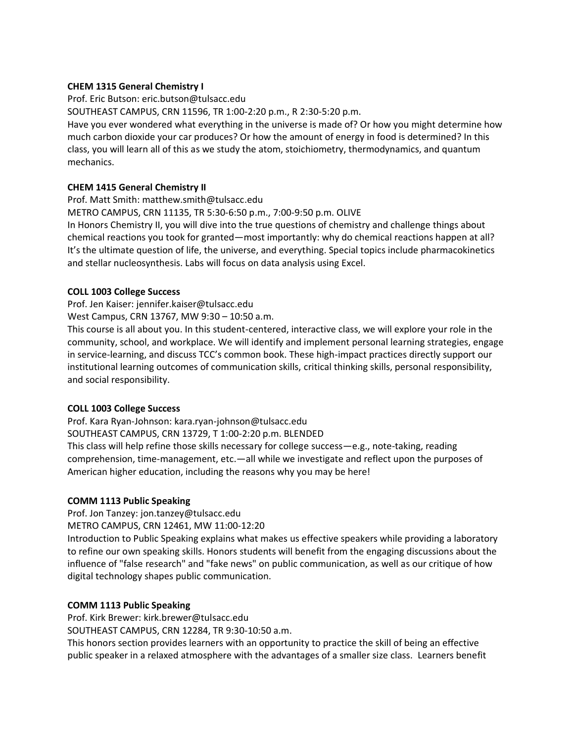**CHEM 1315 General Chemistry I**

Prof. Eric Butson: eric.butson@tulsacc.edu

SOUTHEAST CAMPUS, CRN 11596, TR 1:00-2:20 p.m., R 2:30-5:20 p.m.

Have you ever wondered what everything in the universe is made of? Or how you might determine how much carbon dioxide your car produces? Or how the amount of energy in food is determined? In this class, you will learn all of this as we study the atom, stoichiometry, thermodynamics, and quantum mechanics.

**CHEM 1415 General Chemistry II**

Prof. Matt Smith: matthew.smith@tulsacc.edu

METRO CAMPUS, CRN 11135, TR 5:30-6:50 p.m., 7:00-9:50 p.m. OLIVE

In Honors Chemistry II, you will dive into the true questions of chemistry and challenge things about chemical reactions you took for granted—most importantly: why do chemical reactions happen at all? It's the ultimate question of life, the universe, and everything. Special topics include pharmacokinetics and stellar nucleosynthesis. Labs will focus on data analysis using Excel.

**COLL 1003 College Success**

Prof. Jen Kaiser: jennifer.kaiser@tulsacc.edu

West Campus, CRN 13767, MW 9:30 – 10:50 a.m.

This course is all about you. In this student-centered, interactive class, we will explore your role in the community, school, and workplace. We will identify and implement personal learning strategies, engage in service-learning, and discuss TCC's common book. These high-impact practices directly support our institutional learning outcomes of communication skills, critical thinking skills, personal responsibility, and social responsibility.

**COLL 1003 College Success**

Prof. Kara Ryan-Johnson: kara.ryan-johnson@tulsacc.edu

SOUTHEAST CAMPUS, CRN 13729, T 1:00-2:20 p.m. BLENDED

This class will help refine those skills necessary for college success—e.g., note-taking, reading comprehension, time-management, etc.—all while we investigate and reflect upon the purposes of American higher education, including the reasons why you may be here!

**COMM 1113 Public Speaking**

Prof. Jon Tanzey: jon.tanzey@tulsacc.edu

METRO CAMPUS, CRN 12461, MW 11:00-12:20

Introduction to Public Speaking explains what makes us effective speakers while providing a laboratory to refine our own speaking skills. Honors students will benefit from the engaging discussions about the influence of "false research" and "fake news" on public communication, as well as our critique of how digital technology shapes public communication.

**COMM 1113 Public Speaking**

Prof. Kirk Brewer: kirk.brewer@tulsacc.edu

SOUTHEAST CAMPUS, CRN 12284, TR 9:30-10:50 a.m.

This honors section provides learners with an opportunity to practice the skill of being an effective public speaker in a relaxed atmosphere with the advantages of a smaller size class. Learners benefit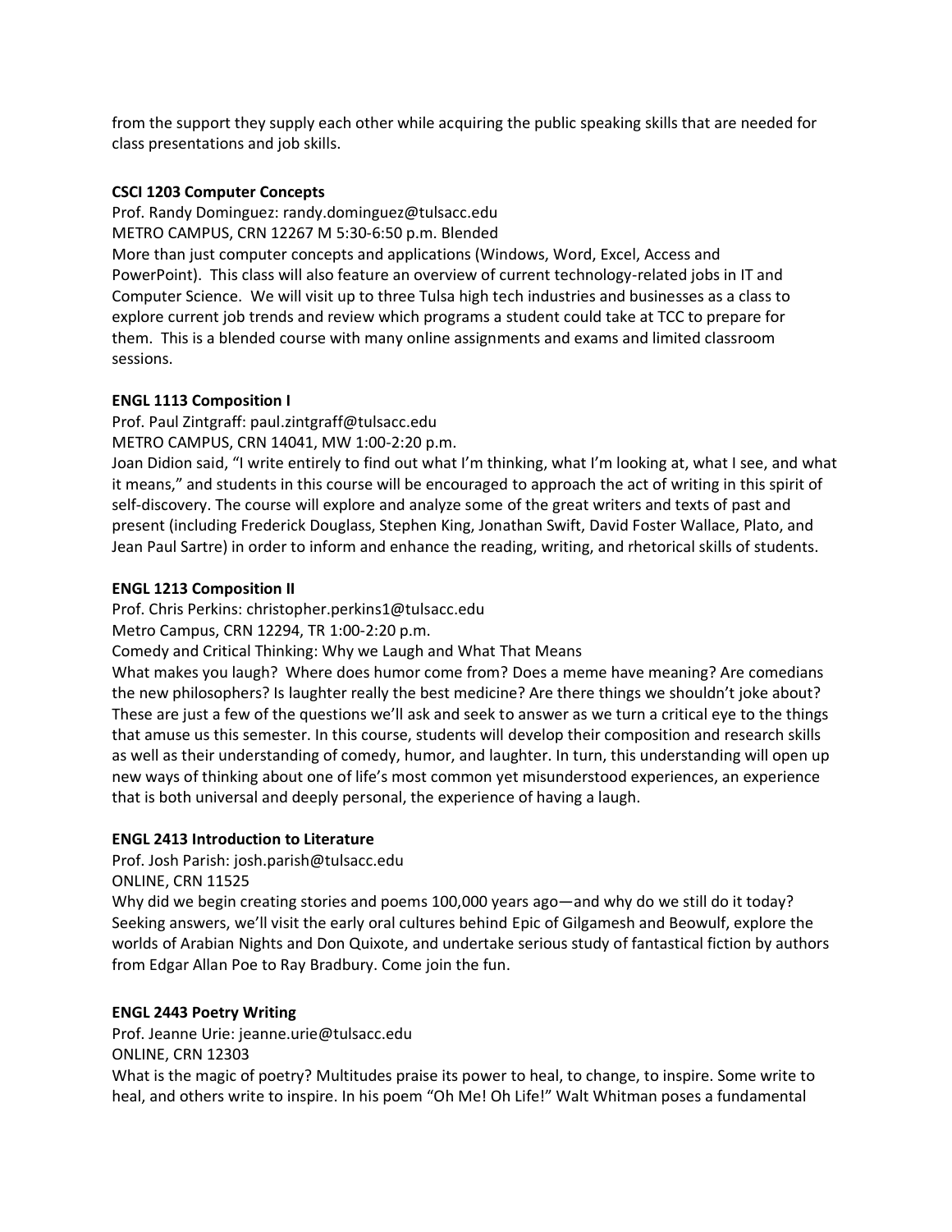from the support they supply each other while acquiring the public speaking skills that are needed for class presentations and job skills.

**CSCI 1203 Computer Concepts**

Prof. Randy Dominguez: randy.dominguez@tulsacc.edu
METRO CAMPUS, CRN 12267 M 5:30-6:50 p.m. Blended
More than just computer concepts and applications (Windows, Word, Excel, Access and PowerPoint). This class will also feature an overview of current technology-related jobs in IT and Computer Science. We will visit up to three Tulsa high tech industries and businesses as a class to explore current job trends and review which programs a student could take at TCC to prepare for them. This is a blended course with many online assignments and exams and limited classroom sessions.

**ENGL 1113 Composition I**

Prof. Paul Zintgraff: paul.zintgraff@tulsacc.edu
METRO CAMPUS, CRN 14041, MW 1:00-2:20 p.m.
Joan Didion said, "I write entirely to find out what I'm thinking, what I'm looking at, what I see, and what it means," and students in this course will be encouraged to approach the act of writing in this spirit of self-discovery. The course will explore and analyze some of the great writers and texts of past and present (including Frederick Douglass, Stephen King, Jonathan Swift, David Foster Wallace, Plato, and Jean Paul Sartre) in order to inform and enhance the reading, writing, and rhetorical skills of students.

**ENGL 1213 Composition II**

Prof. Chris Perkins: christopher.perkins1@tulsacc.edu
Metro Campus, CRN 12294, TR 1:00-2:20 p.m.
Comedy and Critical Thinking: Why we Laugh and What That Means
What makes you laugh? Where does humor come from? Does a meme have meaning? Are comedians the new philosophers? Is laughter really the best medicine? Are there things we shouldn't joke about? These are just a few of the questions we'll ask and seek to answer as we turn a critical eye to the things that amuse us this semester. In this course, students will develop their composition and research skills as well as their understanding of comedy, humor, and laughter. In turn, this understanding will open up new ways of thinking about one of life's most common yet misunderstood experiences, an experience that is both universal and deeply personal, the experience of having a laugh.

**ENGL 2413 Introduction to Literature**

Prof. Josh Parish: josh.parish@tulsacc.edu
ONLINE, CRN 11525
Why did we begin creating stories and poems 100,000 years ago—and why do we still do it today? Seeking answers, we'll visit the early oral cultures behind Epic of Gilgamesh and Beowulf, explore the worlds of Arabian Nights and Don Quixote, and undertake serious study of fantastical fiction by authors from Edgar Allan Poe to Ray Bradbury. Come join the fun.

**ENGL 2443 Poetry Writing**

Prof. Jeanne Urie: jeanne.urie@tulsacc.edu
ONLINE, CRN 12303
What is the magic of poetry? Multitudes praise its power to heal, to change, to inspire. Some write to heal, and others write to inspire. In his poem "Oh Me! Oh Life!" Walt Whitman poses a fundamental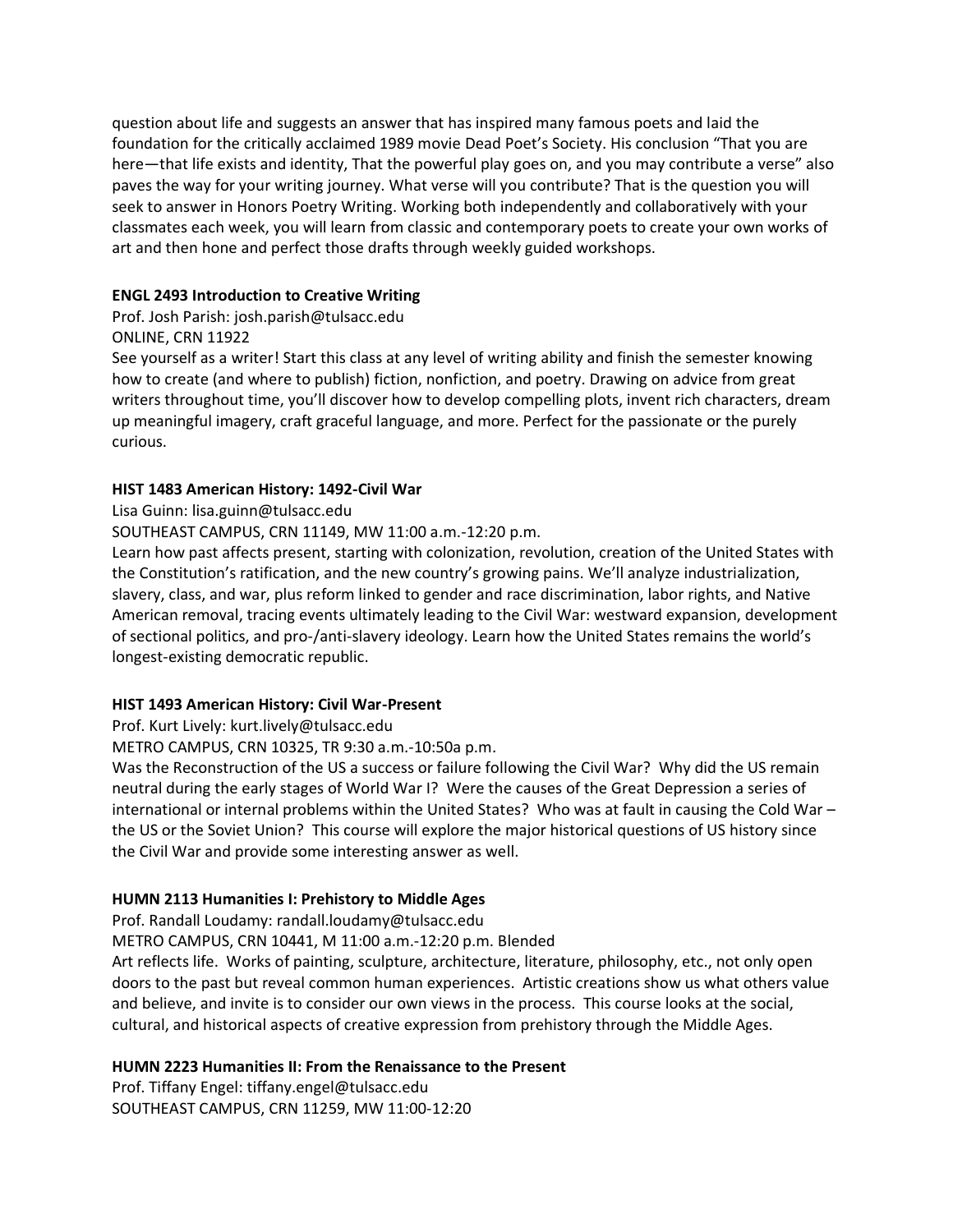question about life and suggests an answer that has inspired many famous poets and laid the foundation for the critically acclaimed 1989 movie Dead Poet's Society. His conclusion "That you are here—that life exists and identity, That the powerful play goes on, and you may contribute a verse" also paves the way for your writing journey. What verse will you contribute? That is the question you will seek to answer in Honors Poetry Writing. Working both independently and collaboratively with your classmates each week, you will learn from classic and contemporary poets to create your own works of art and then hone and perfect those drafts through weekly guided workshops.

**ENGL 2493 Introduction to Creative Writing**

Prof. Josh Parish: josh.parish@tulsacc.edu

ONLINE, CRN 11922

See yourself as a writer! Start this class at any level of writing ability and finish the semester knowing how to create (and where to publish) fiction, nonfiction, and poetry. Drawing on advice from great writers throughout time, you'll discover how to develop compelling plots, invent rich characters, dream up meaningful imagery, craft graceful language, and more. Perfect for the passionate or the purely curious.

**HIST 1483 American History: 1492-Civil War**

Lisa Guinn: lisa.guinn@tulsacc.edu

SOUTHEAST CAMPUS, CRN 11149, MW 11:00 a.m.-12:20 p.m.

Learn how past affects present, starting with colonization, revolution, creation of the United States with the Constitution's ratification, and the new country's growing pains. We'll analyze industrialization, slavery, class, and war, plus reform linked to gender and race discrimination, labor rights, and Native American removal, tracing events ultimately leading to the Civil War: westward expansion, development of sectional politics, and pro-/anti-slavery ideology. Learn how the United States remains the world's longest-existing democratic republic.

**HIST 1493 American History: Civil War-Present**

Prof. Kurt Lively: kurt.lively@tulsacc.edu

METRO CAMPUS, CRN 10325, TR 9:30 a.m.-10:50a p.m.

Was the Reconstruction of the US a success or failure following the Civil War? Why did the US remain neutral during the early stages of World War I? Were the causes of the Great Depression a series of international or internal problems within the United States? Who was at fault in causing the Cold War – the US or the Soviet Union? This course will explore the major historical questions of US history since the Civil War and provide some interesting answer as well.

**HUMN 2113 Humanities I: Prehistory to Middle Ages**

Prof. Randall Loudamy: randall.loudamy@tulsacc.edu

METRO CAMPUS, CRN 10441, M 11:00 a.m.-12:20 p.m. Blended

Art reflects life. Works of painting, sculpture, architecture, literature, philosophy, etc., not only open doors to the past but reveal common human experiences. Artistic creations show us what others value and believe, and invite is to consider our own views in the process. This course looks at the social, cultural, and historical aspects of creative expression from prehistory through the Middle Ages.

**HUMN 2223 Humanities II: From the Renaissance to the Present**

Prof. Tiffany Engel: tiffany.engel@tulsacc.edu

SOUTHEAST CAMPUS, CRN 11259, MW 11:00-12:20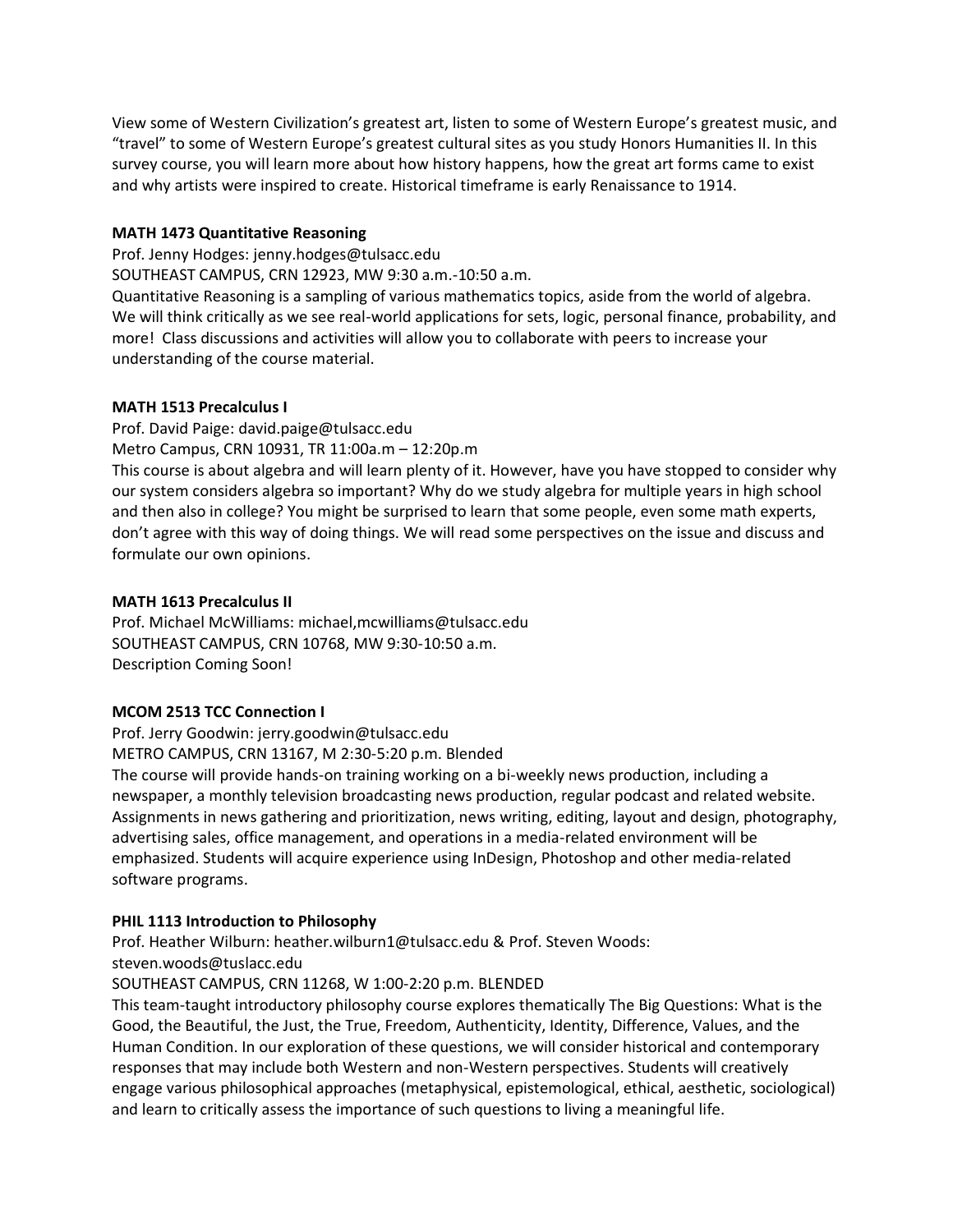View some of Western Civilization's greatest art, listen to some of Western Europe's greatest music, and "travel" to some of Western Europe's greatest cultural sites as you study Honors Humanities II. In this survey course, you will learn more about how history happens, how the great art forms came to exist and why artists were inspired to create. Historical timeframe is early Renaissance to 1914.

**MATH 1473 Quantitative Reasoning**

Prof. Jenny Hodges: jenny.hodges@tulsacc.edu
SOUTHEAST CAMPUS, CRN 12923, MW 9:30 a.m.-10:50 a.m.
Quantitative Reasoning is a sampling of various mathematics topics, aside from the world of algebra. We will think critically as we see real-world applications for sets, logic, personal finance, probability, and more! Class discussions and activities will allow you to collaborate with peers to increase your understanding of the course material.

**MATH 1513 Precalculus I**

Prof. David Paige: david.paige@tulsacc.edu
Metro Campus, CRN 10931, TR 11:00a.m – 12:20p.m
This course is about algebra and will learn plenty of it. However, have you have stopped to consider why our system considers algebra so important? Why do we study algebra for multiple years in high school and then also in college? You might be surprised to learn that some people, even some math experts, don't agree with this way of doing things. We will read some perspectives on the issue and discuss and formulate our own opinions.

**MATH 1613 Precalculus II**

Prof. Michael McWilliams: michael,mcwilliams@tulsacc.edu
SOUTHEAST CAMPUS, CRN 10768, MW 9:30-10:50 a.m.
Description Coming Soon!

**MCOM 2513 TCC Connection I**

Prof. Jerry Goodwin: jerry.goodwin@tulsacc.edu
METRO CAMPUS, CRN 13167, M 2:30-5:20 p.m. Blended
The course will provide hands-on training working on a bi-weekly news production, including a newspaper, a monthly television broadcasting news production, regular podcast and related website. Assignments in news gathering and prioritization, news writing, editing, layout and design, photography, advertising sales, office management, and operations in a media-related environment will be emphasized. Students will acquire experience using InDesign, Photoshop and other media-related software programs.

**PHIL 1113 Introduction to Philosophy**

Prof. Heather Wilburn: heather.wilburn1@tulsacc.edu & Prof. Steven Woods: steven.woods@tuslacc.edu
SOUTHEAST CAMPUS, CRN 11268, W 1:00-2:20 p.m. BLENDED
This team-taught introductory philosophy course explores thematically The Big Questions: What is the Good, the Beautiful, the Just, the True, Freedom, Authenticity, Identity, Difference, Values, and the Human Condition. In our exploration of these questions, we will consider historical and contemporary responses that may include both Western and non-Western perspectives. Students will creatively engage various philosophical approaches (metaphysical, epistemological, ethical, aesthetic, sociological) and learn to critically assess the importance of such questions to living a meaningful life.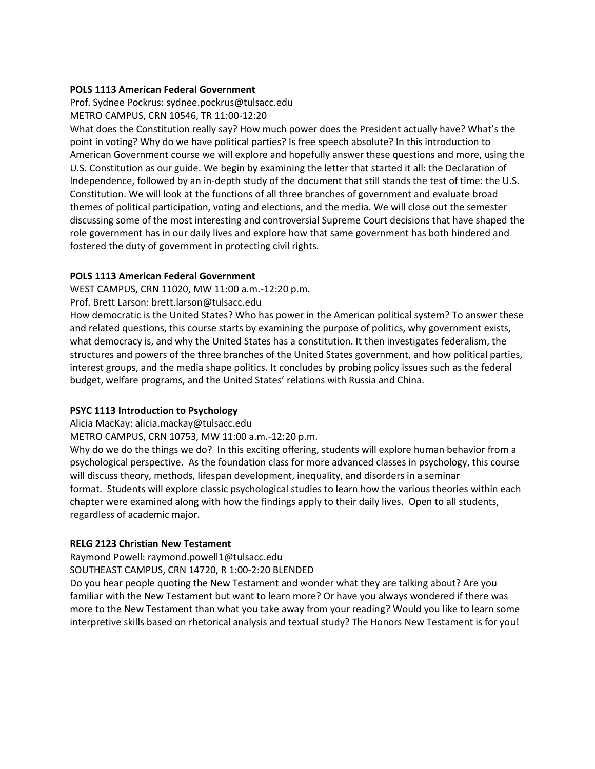**POLS 1113 American Federal Government**

Prof. Sydnee Pockrus: sydnee.pockrus@tulsacc.edu

METRO CAMPUS, CRN 10546, TR 11:00-12:20

What does the Constitution really say? How much power does the President actually have? What's the point in voting? Why do we have political parties? Is free speech absolute? In this introduction to American Government course we will explore and hopefully answer these questions and more, using the U.S. Constitution as our guide. We begin by examining the letter that started it all: the Declaration of Independence, followed by an in-depth study of the document that still stands the test of time: the U.S. Constitution. We will look at the functions of all three branches of government and evaluate broad themes of political participation, voting and elections, and the media. We will close out the semester discussing some of the most interesting and controversial Supreme Court decisions that have shaped the role government has in our daily lives and explore how that same government has both hindered and fostered the duty of government in protecting civil rights.

**POLS 1113 American Federal Government**

WEST CAMPUS, CRN 11020, MW 11:00 a.m.-12:20 p.m.

Prof. Brett Larson: brett.larson@tulsacc.edu

How democratic is the United States? Who has power in the American political system? To answer these and related questions, this course starts by examining the purpose of politics, why government exists, what democracy is, and why the United States has a constitution. It then investigates federalism, the structures and powers of the three branches of the United States government, and how political parties, interest groups, and the media shape politics. It concludes by probing policy issues such as the federal budget, welfare programs, and the United States' relations with Russia and China.

**PSYC 1113 Introduction to Psychology**

Alicia MacKay: alicia.mackay@tulsacc.edu

METRO CAMPUS, CRN 10753, MW 11:00 a.m.-12:20 p.m.

Why do we do the things we do? In this exciting offering, students will explore human behavior from a psychological perspective. As the foundation class for more advanced classes in psychology, this course will discuss theory, methods, lifespan development, inequality, and disorders in a seminar format. Students will explore classic psychological studies to learn how the various theories within each chapter were examined along with how the findings apply to their daily lives. Open to all students, regardless of academic major.

**RELG 2123 Christian New Testament**

Raymond Powell: raymond.powell1@tulsacc.edu

SOUTHEAST CAMPUS, CRN 14720, R 1:00-2:20 BLENDED

Do you hear people quoting the New Testament and wonder what they are talking about? Are you familiar with the New Testament but want to learn more? Or have you always wondered if there was more to the New Testament than what you take away from your reading? Would you like to learn some interpretive skills based on rhetorical analysis and textual study? The Honors New Testament is for you!